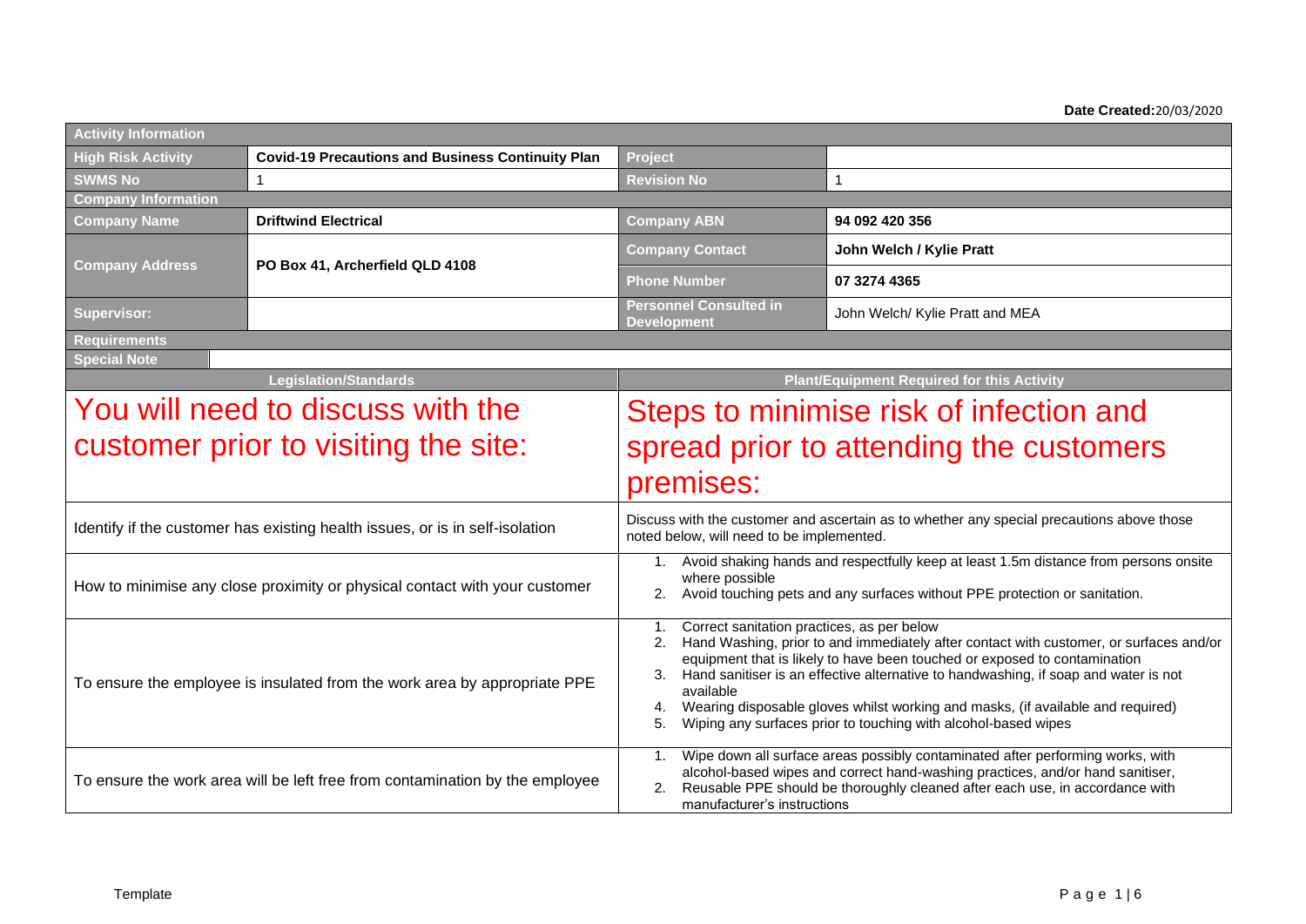**Date Created:**20/03/2020

| Activity Information | | | |
|---|---|---|---|
| **High Risk Activity** | **Covid-19 Precautions and Business Continuity Plan** | **Project** | |
| **SWMS No** | 1 | **Revision No** | 1 |
| **Company Information** | | | |
| **Company Name** | **Driftwind Electrical** | **Company ABN** | **94 092 420 356** |
| **Company Address** | **PO Box 41, Archerfield QLD 4108** | **Company Contact** | **John Welch / Kylie Pratt** |
| | | **Phone Number** | **07 3274 4365** |
| **Supervisor:** | | **Personnel Consulted in Development** | John Welch/ Kylie Pratt and MEA |
| **Requirements** | | | |
| **Special Note** | | | |

| Legislation/Standards | Plant/Equipment Required for this Activity |
|---|---|
| You will need to discuss with the customer prior to visiting the site: | Steps to minimise risk of infection and spread prior to attending the customers premises: |
| Identify if the customer has existing health issues, or is in self-isolation | Discuss with the customer and ascertain as to whether any special precautions above those noted below, will need to be implemented. |
| How to minimise any close proximity or physical contact with your customer | 1. Avoid shaking hands and respectfully keep at least 1.5m distance from persons onsite where possible<br>2. Avoid touching pets and any surfaces without PPE protection or sanitation. |
| To ensure the employee is insulated from the work area by appropriate PPE | 1. Correct sanitation practices, as per below<br>2. Hand Washing, prior to and immediately after contact with customer, or surfaces and/or equipment that is likely to have been touched or exposed to contamination<br>3. Hand sanitiser is an effective alternative to handwashing, if soap and water is not available<br>4. Wearing disposable gloves whilst working and masks, (if available and required)<br>5. Wiping any surfaces prior to touching with alcohol-based wipes |
| To ensure the work area will be left free from contamination by the employee | 1. Wipe down all surface areas possibly contaminated after performing works, with alcohol-based wipes and correct hand-washing practices, and/or hand sanitiser,<br>2. Reusable PPE should be thoroughly cleaned after each use, in accordance with manufacturer's instructions |

Template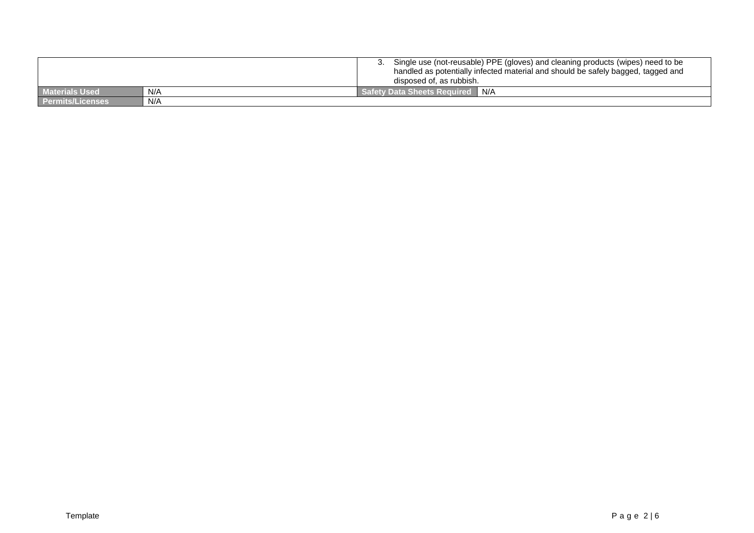| | | | |
|---|---|---|---|
| | | 3. Single use (not-reusable) PPE (gloves) and cleaning products (wipes) need to be handled as potentially infected material and should be safely bagged, tagged and disposed of, as rubbish. | |
| **Materials Used** | N/A | **Safety Data Sheets Required** | N/A |
| **Permits/Licenses** | N/A | | |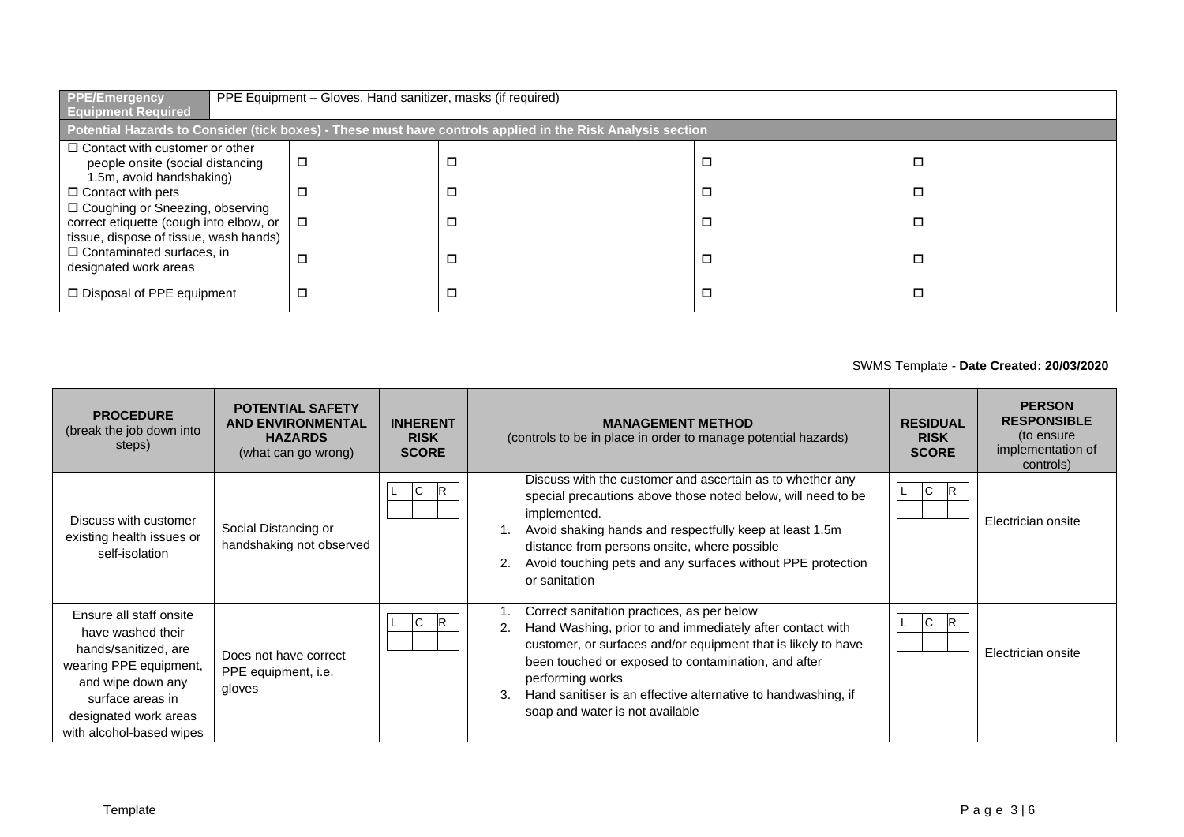| **PPE/Emergency Equipment Required** | PPE Equipment – Gloves, Hand sanitizer, masks (if required) | | | |
|---|---|---|---|---|
| **Potential Hazards to Consider (tick boxes) - These must have controls applied in the Risk Analysis section** | | | | |
| ☐ Contact with customer or other people onsite (social distancing 1.5m, avoid handshaking) | ☐ | ☐ | ☐ | ☐ |
| ☐ Contact with pets | ☐ | ☐ | ☐ | ☐ |
| ☐ Coughing or Sneezing, observing correct etiquette (cough into elbow, or tissue, dispose of tissue, wash hands) | ☐ | ☐ | ☐ | ☐ |
| ☐ Contaminated surfaces, in designated work areas | ☐ | ☐ | ☐ | ☐ |
| ☐ Disposal of PPE equipment | ☐ | ☐ | ☐ | ☐ |

SWMS Template - **Date Created: 20/03/2020**

| **PROCEDURE** (break the job down into steps) | **POTENTIAL SAFETY AND ENVIRONMENTAL HAZARDS** (what can go wrong) | **INHERENT RISK SCORE** | **MANAGEMENT METHOD** (controls to be in place in order to manage potential hazards) | **RESIDUAL RISK SCORE** | **PERSON RESPONSIBLE** (to ensure implementation of controls) |
|---|---|---|---|---|---|
| Discuss with customer existing health issues or self-isolation | Social Distancing or handshaking not observed | L C R | Discuss with the customer and ascertain as to whether any special precautions above those noted below, will need to be implemented.<br>1. Avoid shaking hands and respectfully keep at least 1.5m distance from persons onsite, where possible<br>2. Avoid touching pets and any surfaces without PPE protection or sanitation | L C R | Electrician onsite |
| Ensure all staff onsite have washed their hands/sanitized, are wearing PPE equipment, and wipe down any surface areas in designated work areas with alcohol-based wipes | Does not have correct PPE equipment, i.e. gloves | L C R | 1. Correct sanitation practices, as per below<br>2. Hand Washing, prior to and immediately after contact with customer, or surfaces and/or equipment that is likely to have been touched or exposed to contamination, and after performing works<br>3. Hand sanitiser is an effective alternative to handwashing, if soap and water is not available | L C R | Electrician onsite |

Template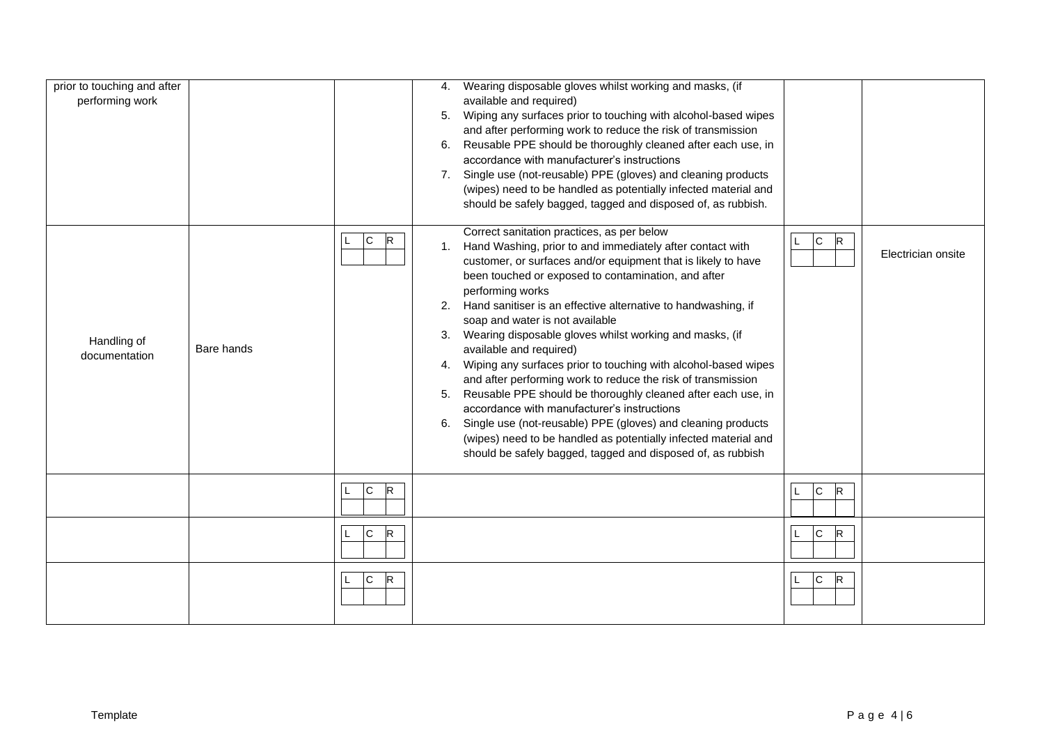| | | | | | |
|---|---|---|---|---|---|
| prior to touching and after performing work | | | 4. Wearing disposable gloves whilst working and masks, (if available and required)<br>5. Wiping any surfaces prior to touching with alcohol-based wipes and after performing work to reduce the risk of transmission<br>6. Reusable PPE should be thoroughly cleaned after each use, in accordance with manufacturer's instructions<br>7. Single use (not-reusable) PPE (gloves) and cleaning products (wipes) need to be handled as potentially infected material and should be safely bagged, tagged and disposed of, as rubbish. | | |
| Handling of documentation | Bare hands | L C R | Correct sanitation practices, as per below<br>1. Hand Washing, prior to and immediately after contact with customer, or surfaces and/or equipment that is likely to have been touched or exposed to contamination, and after performing works<br>2. Hand sanitiser is an effective alternative to handwashing, if soap and water is not available<br>3. Wearing disposable gloves whilst working and masks, (if available and required)<br>4. Wiping any surfaces prior to touching with alcohol-based wipes and after performing work to reduce the risk of transmission<br>5. Reusable PPE should be thoroughly cleaned after each use, in accordance with manufacturer's instructions<br>6. Single use (not-reusable) PPE (gloves) and cleaning products (wipes) need to be handled as potentially infected material and should be safely bagged, tagged and disposed of, as rubbish | L C R | Electrician onsite |
| | | L C R | | L C R | |
| | | L C R | | L C R | |
| | | L C R | | L C R | |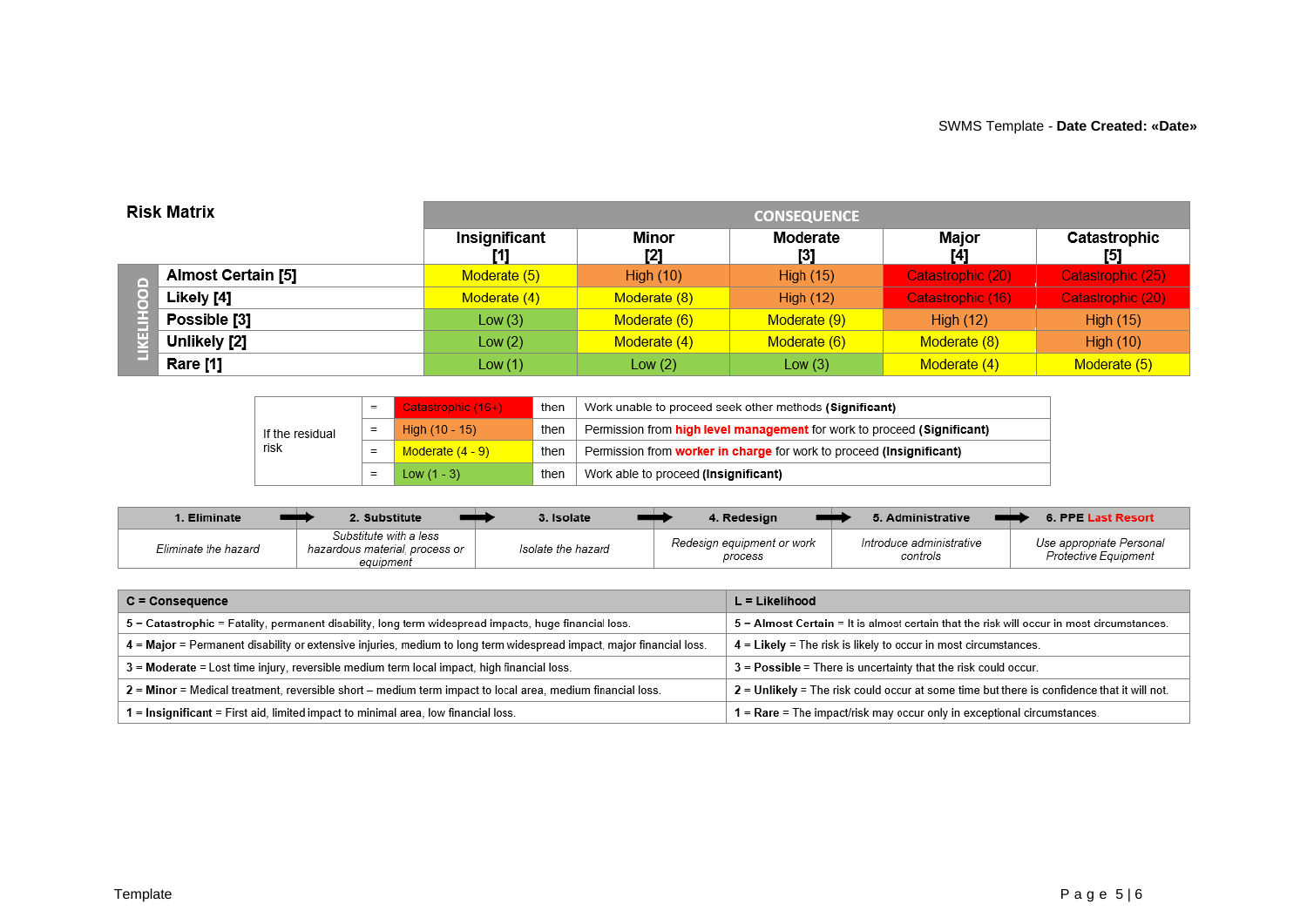## Risk Matrix

| | | CONSEQUENCE | | | | |
|---|---|---|---|---|---|---|
| | | **Insignificant [1]** | **Minor [2]** | **Moderate [3]** | **Major [4]** | **Catastrophic [5]** |
| LIKELIHOOD | **Almost Certain [5]** | Moderate (5) | High (10) | High (15) | Catastrophic (20) | Catastrophic (25) |
| | **Likely [4]** | Moderate (4) | Moderate (8) | High (12) | Catastrophic (16) | Catastrophic (20) |
| | **Possible [3]** | Low (3) | Moderate (6) | Moderate (9) | High (12) | High (15) |
| | **Unlikely [2]** | Low (2) | Moderate (4) | Moderate (6) | Moderate (8) | High (10) |
| | **Rare [1]** | Low (1) | Low (2) | Low (3) | Moderate (4) | Moderate (5) |

| | | | | |
|---|---|---|---|---|
| If the residual risk | = | Catastrophic (16+) | then | Work unable to proceed seek other methods **(Significant)** |
| | = | High (10 - 15) | then | Permission from **high level management** for work to proceed **(Significant)** |
| | = | Moderate (4 - 9) | then | Permission from **worker in charge** for work to proceed **(Insignificant)** |
| | = | Low (1 - 3) | then | Work able to proceed **(Insignificant)** |

| **1. Eliminate** | **2. Substitute** | **3. Isolate** | **4. Redesign** | **5. Administrative** | **6. PPE Last Resort** |
|---|---|---|---|---|---|
| *Eliminate the hazard* | *Substitute with a less hazardous material, process or equipment* | *Isolate the hazard* | *Redesign equipment or work process* | *Introduce administrative controls* | *Use appropriate Personal Protective Equipment* |

| **C = Consequence** | **L = Likelihood** |
|---|---|
| **5 – Catastrophic** = Fatality, permanent disability, long term widespread impacts, huge financial loss. | **5 – Almost Certain** = It is almost certain that the risk will occur in most circumstances. |
| **4** = **Major** = Permanent disability or extensive injuries, medium to long term widespread impact, major financial loss. | **4** = **Likely** = The risk is likely to occur in most circumstances. |
| **3** = **Moderate** = Lost time injury, reversible medium term local impact, high financial loss. | **3** = **Possible** = There is uncertainty that the risk could occur. |
| **2** = **Minor** = Medical treatment, reversible short – medium term impact to local area, medium financial loss. | **2** = **Unlikely** = The risk could occur at some time but there is confidence that it will not. |
| **1** = **Insignificant** = First aid, limited impact to minimal area, low financial loss. | **1** = **Rare** = The impact/risk may occur only in exceptional circumstances. |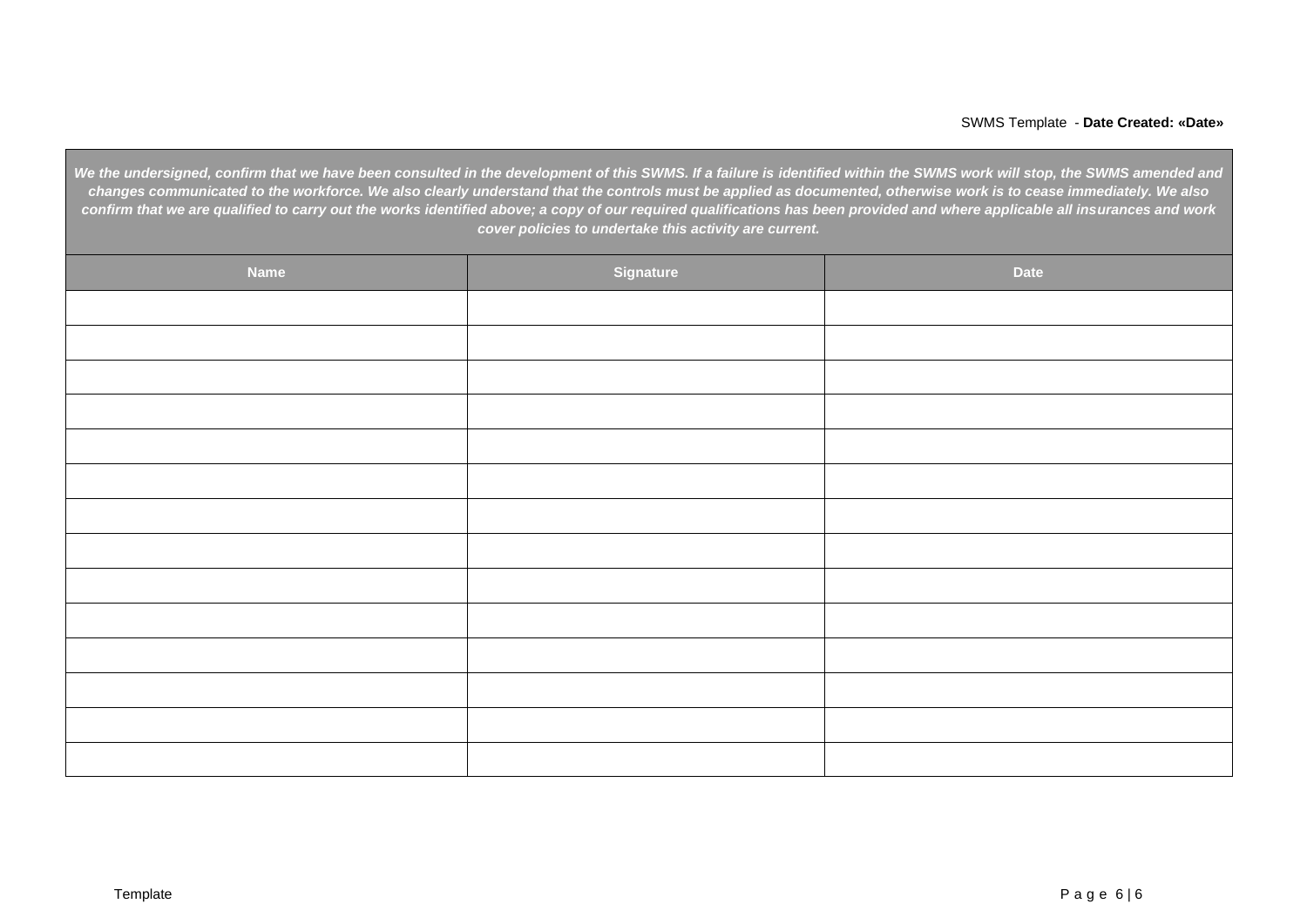*We the undersigned, confirm that we have been consulted in the development of this SWMS. If a failure is identified within the SWMS work will stop, the SWMS amended and changes communicated to the workforce. We also clearly understand that the controls must be applied as documented, otherwise work is to cease immediately. We also confirm that we are qualified to carry out the works identified above; a copy of our required qualifications has been provided and where applicable all insurances and work cover policies to undertake this activity are current.*

| Name | Signature | Date |
|---|---|---|
| | | |
| | | |
| | | |
| | | |
| | | |
| | | |
| | | |
| | | |
| | | |
| | | |
| | | |
| | | |
| | | |
| | | |